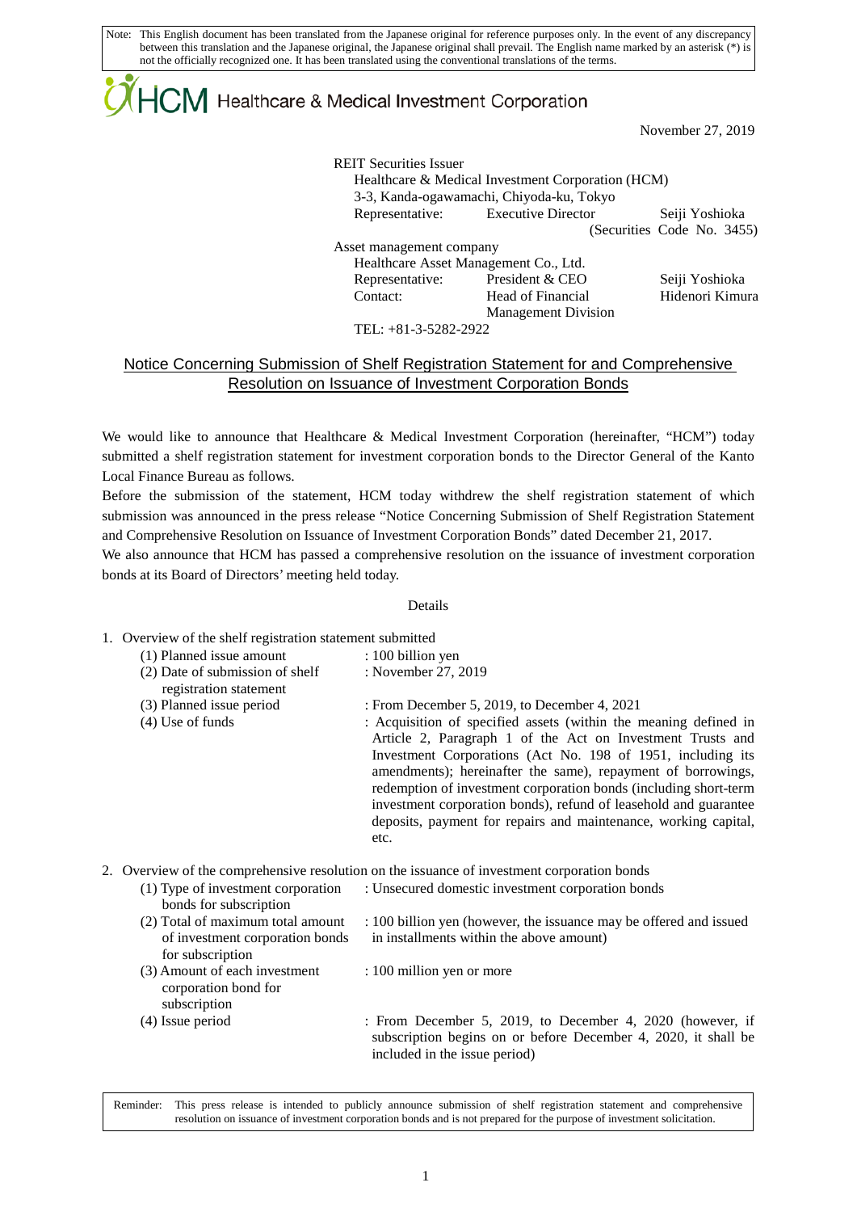Note: This English document has been translated from the Japanese original for reference purposes only. In the event of any discrepancy between this translation and the Japanese original, the Japanese original shall prevail. The English name marked by an asterisk (*) is not the officially recognized one. It has been translated using the conventional translations of the terms.

HCM Healthcare & Medical Investment Corporation

November 27, 2019

REIT Securities Issuer
Healthcare & Medical Investment Corporation (HCM)
3-3, Kanda-ogawamachi, Chiyoda-ku, Tokyo
Representative: Executive Director Seiji Yoshioka
(Securities Code No. 3455)

Asset management company
Healthcare Asset Management Co., Ltd.
Representative: President & CEO Seiji Yoshioka
Contact: Head of Financial Management Division Hidenori Kimura
TEL: +81-3-5282-2922

## Notice Concerning Submission of Shelf Registration Statement for and Comprehensive Resolution on Issuance of Investment Corporation Bonds

We would like to announce that Healthcare & Medical Investment Corporation (hereinafter, "HCM") today submitted a shelf registration statement for investment corporation bonds to the Director General of the Kanto Local Finance Bureau as follows.

Before the submission of the statement, HCM today withdrew the shelf registration statement of which submission was announced in the press release "Notice Concerning Submission of Shelf Registration Statement and Comprehensive Resolution on Issuance of Investment Corporation Bonds" dated December 21, 2017.

We also announce that HCM has passed a comprehensive resolution on the issuance of investment corporation bonds at its Board of Directors' meeting held today.

Details

1. Overview of the shelf registration statement submitted

| | |
|---|---|
| (1) Planned issue amount | : 100 billion yen |
| (2) Date of submission of shelf registration statement | : November 27, 2019 |
| (3) Planned issue period | : From December 5, 2019, to December 4, 2021 |
| (4) Use of funds | : Acquisition of specified assets (within the meaning defined in Article 2, Paragraph 1 of the Act on Investment Trusts and Investment Corporations (Act No. 198 of 1951, including its amendments); hereinafter the same), repayment of borrowings, redemption of investment corporation bonds (including short-term investment corporation bonds), refund of leasehold and guarantee deposits, payment for repairs and maintenance, working capital, etc. |

2. Overview of the comprehensive resolution on the issuance of investment corporation bonds

| | |
|---|---|
| (1) Type of investment corporation bonds for subscription | : Unsecured domestic investment corporation bonds |
| (2) Total of maximum total amount of investment corporation bonds for subscription | : 100 billion yen (however, the issuance may be offered and issued in installments within the above amount) |
| (3) Amount of each investment corporation bond for subscription | : 100 million yen or more |
| (4) Issue period | : From December 5, 2019, to December 4, 2020 (however, if subscription begins on or before December 4, 2020, it shall be included in the issue period) |

Reminder: This press release is intended to publicly announce submission of shelf registration statement and comprehensive resolution on issuance of investment corporation bonds and is not prepared for the purpose of investment solicitation.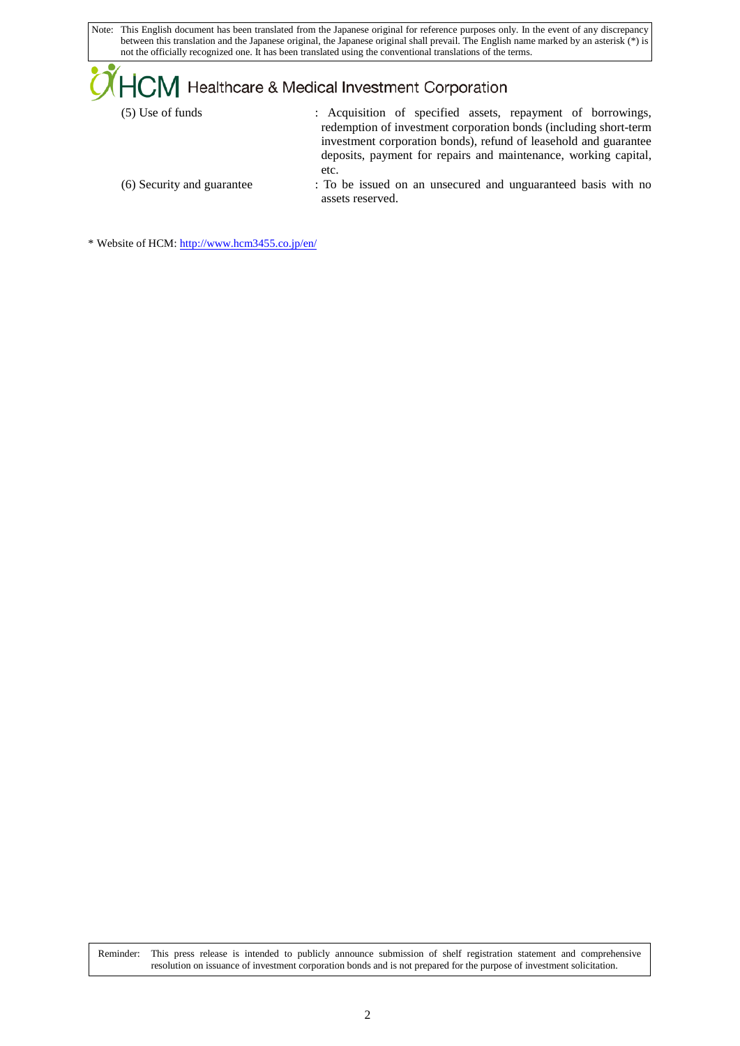(5) Use of funds : Acquisition of specified assets, repayment of borrowings, redemption of investment corporation bonds (including short-term investment corporation bonds), refund of leasehold and guarantee deposits, payment for repairs and maintenance, working capital, etc.

(6) Security and guarantee : To be issued on an unsecured and unguaranteed basis with no assets reserved.

* Website of HCM: http://www.hcm3455.co.jp/en/

Reminder: This press release is intended to publicly announce submission of shelf registration statement and comprehensive resolution on issuance of investment corporation bonds and is not prepared for the purpose of investment solicitation.